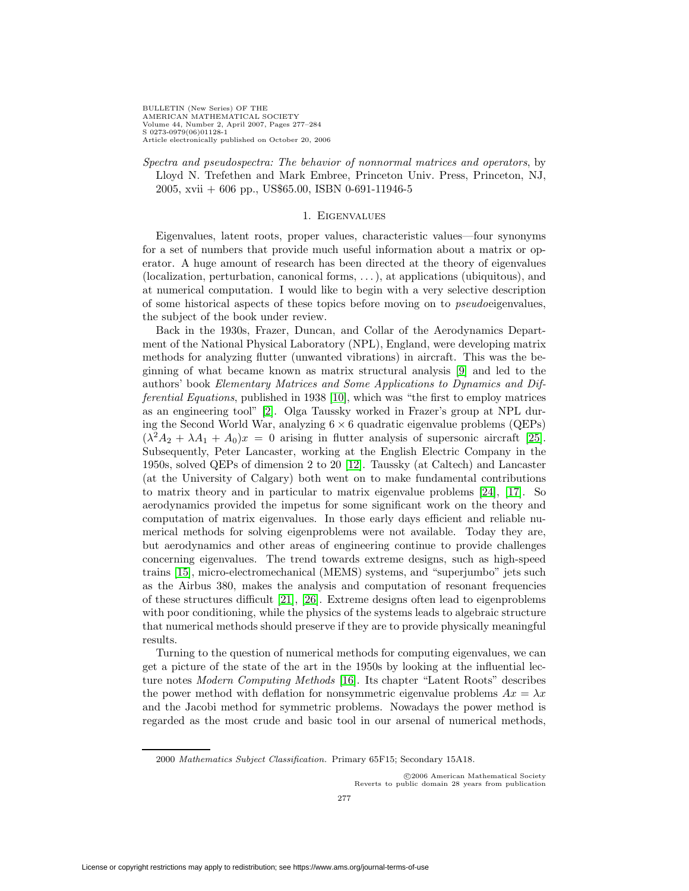*Spectra and pseudospectra: The behavior of nonnormal matrices and operators*, by Lloyd N. Trefethen and Mark Embree, Princeton Univ. Press, Princeton, NJ, 2005, xvii + 606 pp., US$65.00, ISBN 0-691-11946-5

## 1. Eigenvalues

Eigenvalues, latent roots, proper values, characteristic values—four synonyms for a set of numbers that provide much useful information about a matrix or operator. A huge amount of research has been directed at the theory of eigenvalues (localization, perturbation, canonical forms, ...), at applications (ubiquitous), and at numerical computation. I would like to begin with a very selective description of some historical aspects of these topics before moving on to *pseudo*eigenvalues, the subject of the book under review.

Back in the 1930s, Frazer, Duncan, and Collar of the Aerodynamics Department of the National Physical Laboratory (NPL), England, were developing matrix methods for analyzing flutter (unwanted vibrations) in aircraft. This was the beginning of what became known as matrix structural analysis [9] and led to the authors' book *Elementary Matrices and Some Applications to Dynamics and Differential Equations*, published in 1938 [10], which was "the first to employ matrices as an engineering tool" [2]. Olga Taussky worked in Frazer's group at NPL during the Second World War, analyzing $6 \times 6$ quadratic eigenvalue problems (QEPs) $(\lambda^2 A_2 + \lambda A_1 + A_0)x = 0$ arising in flutter analysis of supersonic aircraft [25]. Subsequently, Peter Lancaster, working at the English Electric Company in the 1950s, solved QEPs of dimension 2 to 20 [12]. Taussky (at Caltech) and Lancaster (at the University of Calgary) both went on to make fundamental contributions to matrix theory and in particular to matrix eigenvalue problems [24], [17]. So aerodynamics provided the impetus for some significant work on the theory and computation of matrix eigenvalues. In those early days efficient and reliable numerical methods for solving eigenproblems were not available. Today they are, but aerodynamics and other areas of engineering continue to provide challenges concerning eigenvalues. The trend towards extreme designs, such as high-speed trains [15], micro-electromechanical (MEMS) systems, and "superjumbo" jets such as the Airbus 380, makes the analysis and computation of resonant frequencies of these structures difficult [21], [26]. Extreme designs often lead to eigenproblems with poor conditioning, while the physics of the systems leads to algebraic structure that numerical methods should preserve if they are to provide physically meaningful results.

Turning to the question of numerical methods for computing eigenvalues, we can get a picture of the state of the art in the 1950s by looking at the influential lecture notes *Modern Computing Methods* [16]. Its chapter "Latent Roots" describes the power method with deflation for nonsymmetric eigenvalue problems $Ax = \lambda x$ and the Jacobi method for symmetric problems. Nowadays the power method is regarded as the most crude and basic tool in our arsenal of numerical methods,

2000 *Mathematics Subject Classification.* Primary 65F15; Secondary 15A18.

©2006 American Mathematical Society
Reverts to public domain 28 years from publication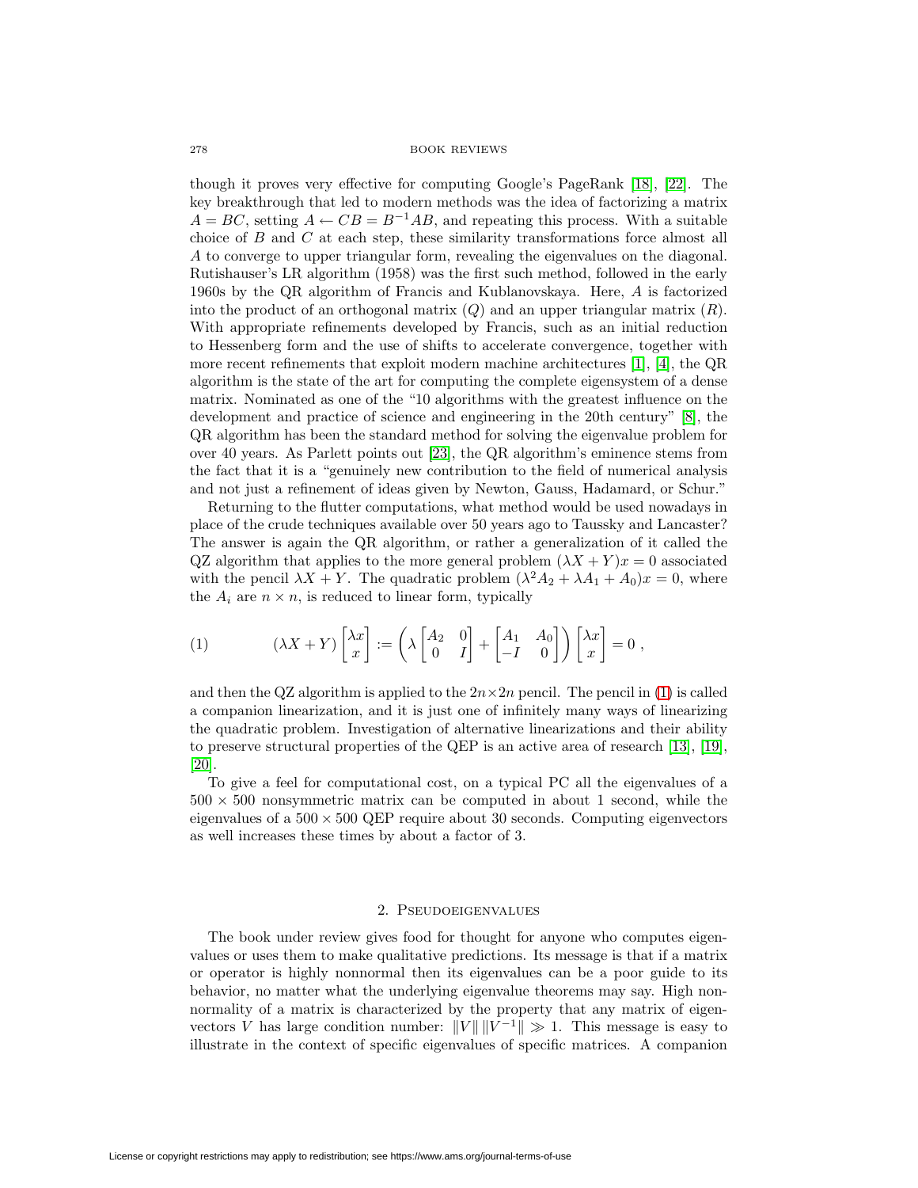though it proves very effective for computing Google's PageRank [18], [22]. The key breakthrough that led to modern methods was the idea of factorizing a matrix $A = BC$, setting $A \leftarrow CB = B^{-1}AB$, and repeating this process. With a suitable choice of $B$ and $C$ at each step, these similarity transformations force almost all $A$ to converge to upper triangular form, revealing the eigenvalues on the diagonal. Rutishauser's LR algorithm (1958) was the first such method, followed in the early 1960s by the QR algorithm of Francis and Kublanovskaya. Here, $A$ is factorized into the product of an orthogonal matrix ($Q$) and an upper triangular matrix ($R$). With appropriate refinements developed by Francis, such as an initial reduction to Hessenberg form and the use of shifts to accelerate convergence, together with more recent refinements that exploit modern machine architectures [1], [4], the QR algorithm is the state of the art for computing the complete eigensystem of a dense matrix. Nominated as one of the "10 algorithms with the greatest influence on the development and practice of science and engineering in the 20th century" [8], the QR algorithm has been the standard method for solving the eigenvalue problem for over 40 years. As Parlett points out [23], the QR algorithm's eminence stems from the fact that it is a "genuinely new contribution to the field of numerical analysis and not just a refinement of ideas given by Newton, Gauss, Hadamard, or Schur."

Returning to the flutter computations, what method would be used nowadays in place of the crude techniques available over 50 years ago to Taussky and Lancaster? The answer is again the QR algorithm, or rather a generalization of it called the QZ algorithm that applies to the more general problem $(\lambda X + Y)x = 0$ associated with the pencil $\lambda X + Y$. The quadratic problem $(\lambda^2 A_2 + \lambda A_1 + A_0)x = 0$, where the $A_i$ are $n \times n$, is reduced to linear form, typically

$$(1) \qquad (\lambda X + Y)\begin{bmatrix}\lambda x\\ x\end{bmatrix} := \left(\lambda \begin{bmatrix}A_2 & 0\\ 0 & I\end{bmatrix} + \begin{bmatrix}A_1 & A_0\\ -I & 0\end{bmatrix}\right)\begin{bmatrix}\lambda x\\ x\end{bmatrix} = 0\ ,$$

and then the QZ algorithm is applied to the $2n \times 2n$ pencil. The pencil in (1) is called a companion linearization, and it is just one of infinitely many ways of linearizing the quadratic problem. Investigation of alternative linearizations and their ability to preserve structural properties of the QEP is an active area of research [13], [19], [20].

To give a feel for computational cost, on a typical PC all the eigenvalues of a $500 \times 500$ nonsymmetric matrix can be computed in about 1 second, while the eigenvalues of a $500 \times 500$ QEP require about 30 seconds. Computing eigenvectors as well increases these times by about a factor of 3.

## 2. Pseudoeigenvalues

The book under review gives food for thought for anyone who computes eigenvalues or uses them to make qualitative predictions. Its message is that if a matrix or operator is highly nonnormal then its eigenvalues can be a poor guide to its behavior, no matter what the underlying eigenvalue theorems may say. High nonnormality of a matrix is characterized by the property that any matrix of eigenvectors $V$ has large condition number: $\|V\|\,\|V^{-1}\| \gg 1$. This message is easy to illustrate in the context of specific eigenvalues of specific matrices. A companion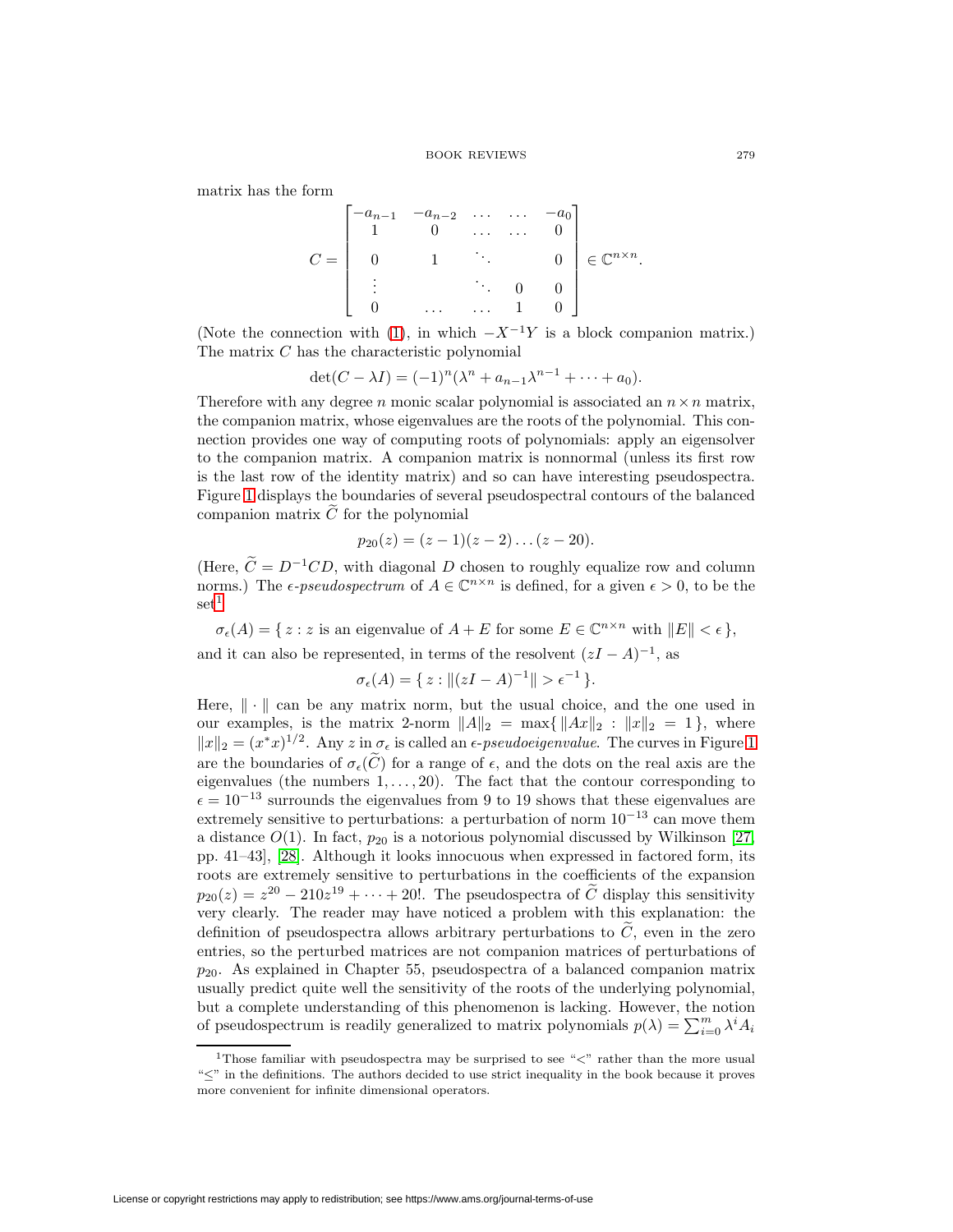matrix has the form

$$C = \begin{bmatrix} -a_{n-1} & -a_{n-2} & \dots & \dots & -a_0 \\ 1 & 0 & \dots & \dots & 0 \\ 0 & 1 & \ddots & & 0 \\ \vdots & & \ddots & 0 & 0 \\ 0 & \dots & \dots & 1 & 0 \end{bmatrix} \in \mathbb{C}^{n \times n}.$$

(Note the connection with (1), in which $-X^{-1}Y$ is a block companion matrix.) The matrix $C$ has the characteristic polynomial

$$\det(C - \lambda I) = (-1)^n(\lambda^n + a_{n-1}\lambda^{n-1} + \cdots + a_0).$$

Therefore with any degree $n$ monic scalar polynomial is associated an $n \times n$ matrix, the companion matrix, whose eigenvalues are the roots of the polynomial. This connection provides one way of computing roots of polynomials: apply an eigensolver to the companion matrix. A companion matrix is nonnormal (unless its first row is the last row of the identity matrix) and so can have interesting pseudospectra. Figure 1 displays the boundaries of several pseudospectral contours of the balanced companion matrix $\widetilde{C}$ for the polynomial

$$p_{20}(z) = (z-1)(z-2)\dots(z-20).$$

(Here, $\widetilde{C} = D^{-1}CD$, with diagonal $D$ chosen to roughly equalize row and column norms.) The *$\epsilon$-pseudospectrum* of $A \in \mathbb{C}^{n \times n}$ is defined, for a given $\epsilon > 0$, to be the set[1]

$$\sigma_\epsilon(A) = \{\, z : z \text{ is an eigenvalue of } A + E \text{ for some } E \in \mathbb{C}^{n \times n} \text{ with } \|E\| < \epsilon \,\},$$

and it can also be represented, in terms of the resolvent $(zI - A)^{-1}$, as

$$\sigma_\epsilon(A) = \{\, z : \|(zI - A)^{-1}\| > \epsilon^{-1} \,\}.$$

Here, $\|\cdot\|$ can be any matrix norm, but the usual choice, and the one used in our examples, is the matrix 2-norm $\|A\|_2 = \max\{\, \|Ax\|_2 : \|x\|_2 = 1 \,\}$, where $\|x\|_2 = (x^*x)^{1/2}$. Any $z$ in $\sigma_\epsilon$ is called an *$\epsilon$-pseudoeigenvalue*. The curves in Figure 1 are the boundaries of $\sigma_\epsilon(\widetilde{C})$ for a range of $\epsilon$, and the dots on the real axis are the eigenvalues (the numbers $1, \dots, 20$). The fact that the contour corresponding to $\epsilon = 10^{-13}$ surrounds the eigenvalues from 9 to 19 shows that these eigenvalues are extremely sensitive to perturbations: a perturbation of norm $10^{-13}$ can move them a distance $O(1)$. In fact, $p_{20}$ is a notorious polynomial discussed by Wilkinson [27, pp. 41–43], [28]. Although it looks innocuous when expressed in factored form, its roots are extremely sensitive to perturbations in the coefficients of the expansion $p_{20}(z) = z^{20} - 210z^{19} + \cdots + 20!$. The pseudospectra of $\widetilde{C}$ display this sensitivity very clearly. The reader may have noticed a problem with this explanation: the definition of pseudospectra allows arbitrary perturbations to $\widetilde{C}$, even in the zero entries, so the perturbed matrices are not companion matrices of perturbations of $p_{20}$. As explained in Chapter 55, pseudospectra of a balanced companion matrix usually predict quite well the sensitivity of the roots of the underlying polynomial, but a complete understanding of this phenomenon is lacking. However, the notion of pseudospectrum is readily generalized to matrix polynomials $p(\lambda) = \sum_{i=0}^{m} \lambda^i A_i$

[1] Those familiar with pseudospectra may be surprised to see "<" rather than the more usual "≤" in the definitions. The authors decided to use strict inequality in the book because it proves more convenient for infinite dimensional operators.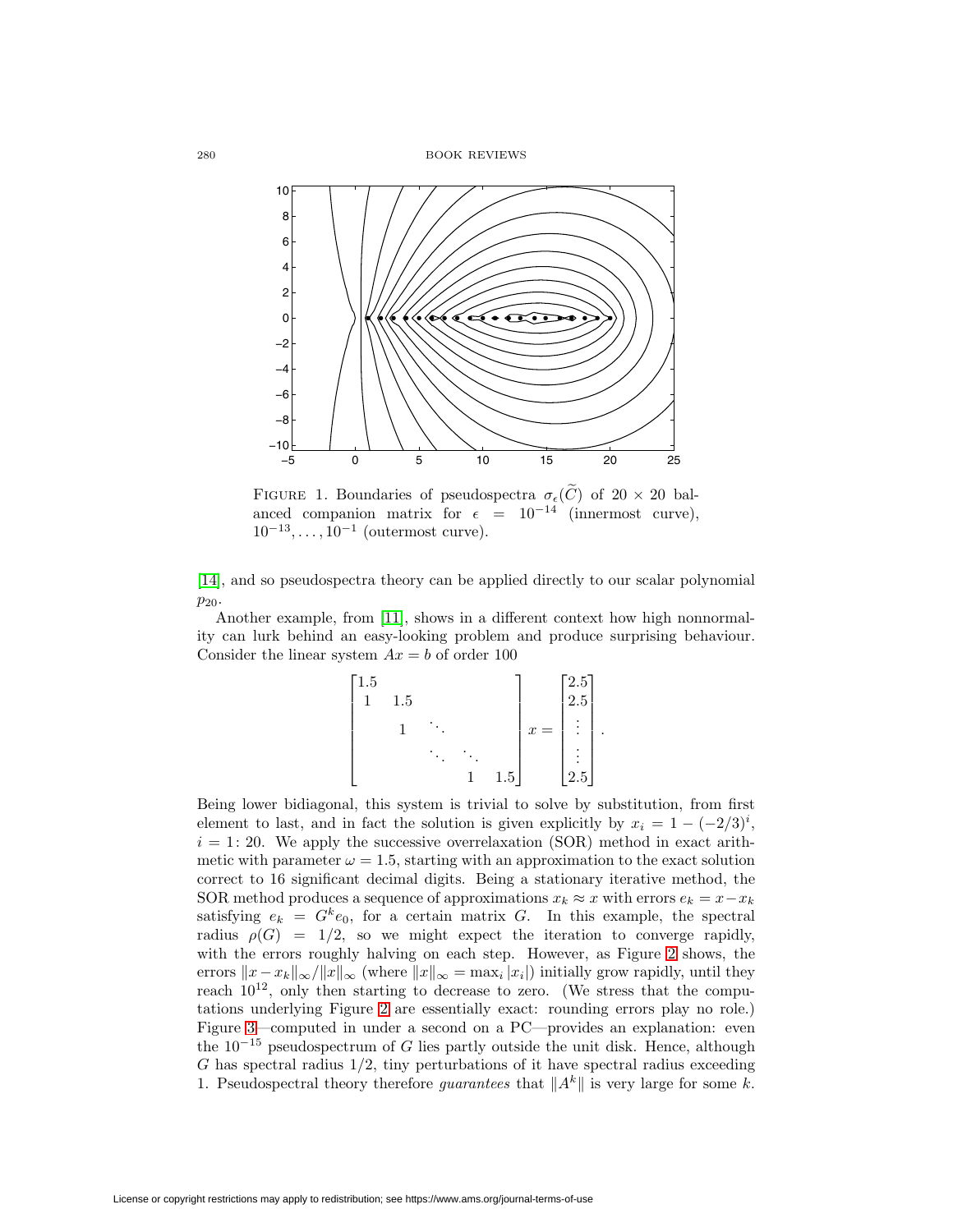FIGURE 1. Boundaries of pseudospectra $\sigma_\epsilon(\widetilde{C})$ of $20 \times 20$ balanced companion matrix for $\epsilon = 10^{-14}$ (innermost curve), $10^{-13}, \ldots, 10^{-1}$ (outermost curve).

[14], and so pseudospectra theory can be applied directly to our scalar polynomial $p_{20}$.

Another example, from [11], shows in a different context how high nonnormality can lurk behind an easy-looking problem and produce surprising behaviour. Consider the linear system $Ax = b$ of order 100

$$\begin{bmatrix} 1.5 & & & & \\ 1 & 1.5 & & & \\ & 1 & \ddots & & \\ & & \ddots & \ddots & \\ & & & 1 & 1.5 \end{bmatrix} x = \begin{bmatrix} 2.5 \\ 2.5 \\ \vdots \\ \vdots \\ 2.5 \end{bmatrix}.$$

Being lower bidiagonal, this system is trivial to solve by substitution, from first element to last, and in fact the solution is given explicitly by $x_i = 1 - (-2/3)^i$, $i = 1\colon 20$. We apply the successive overrelaxation (SOR) method in exact arithmetic with parameter $\omega = 1.5$, starting with an approximation to the exact solution correct to 16 significant decimal digits. Being a stationary iterative method, the SOR method produces a sequence of approximations $x_k \approx x$ with errors $e_k = x - x_k$ satisfying $e_k = G^k e_0$, for a certain matrix $G$. In this example, the spectral radius $\rho(G) = 1/2$, so we might expect the iteration to converge rapidly, with the errors roughly halving on each step. However, as Figure 2 shows, the errors $\|x - x_k\|_\infty / \|x\|_\infty$ (where $\|x\|_\infty = \max_i |x_i|$) initially grow rapidly, until they reach $10^{12}$, only then starting to decrease to zero. (We stress that the computations underlying Figure 2 are essentially exact: rounding errors play no role.) Figure 3—computed in under a second on a PC—provides an explanation: even the $10^{-15}$ pseudospectrum of $G$ lies partly outside the unit disk. Hence, although $G$ has spectral radius $1/2$, tiny perturbations of it have spectral radius exceeding 1. Pseudospectral theory therefore *guarantees* that $\|A^k\|$ is very large for some $k$.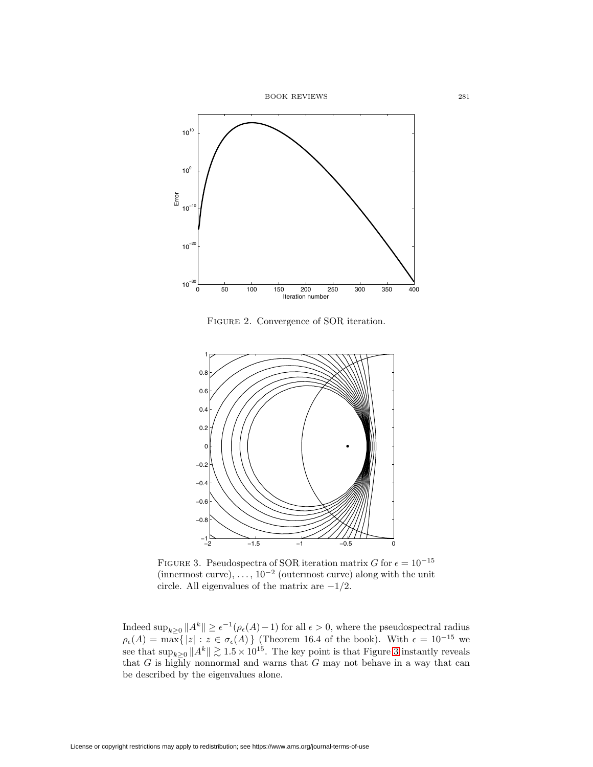FIGURE 2. Convergence of SOR iteration.

FIGURE 3. Pseudospectra of SOR iteration matrix $G$ for $\epsilon = 10^{-15}$ (innermost curve), $\ldots$, $10^{-2}$ (outermost curve) along with the unit circle. All eigenvalues of the matrix are $-1/2$.

Indeed $\sup_{k\geq 0} \|A^k\| \geq \epsilon^{-1}(\rho_\epsilon(A) - 1)$ for all $\epsilon > 0$, where the pseudospectral radius $\rho_\epsilon(A) = \max\{\, |z| : z \in \sigma_\epsilon(A)\,\}$ (Theorem 16.4 of the book). With $\epsilon = 10^{-15}$ we see that $\sup_{k\geq 0} \|A^k\| \gtrsim 1.5 \times 10^{15}$. The key point is that Figure 3 instantly reveals that $G$ is highly nonnormal and warns that $G$ may not behave in a way that can be described by the eigenvalues alone.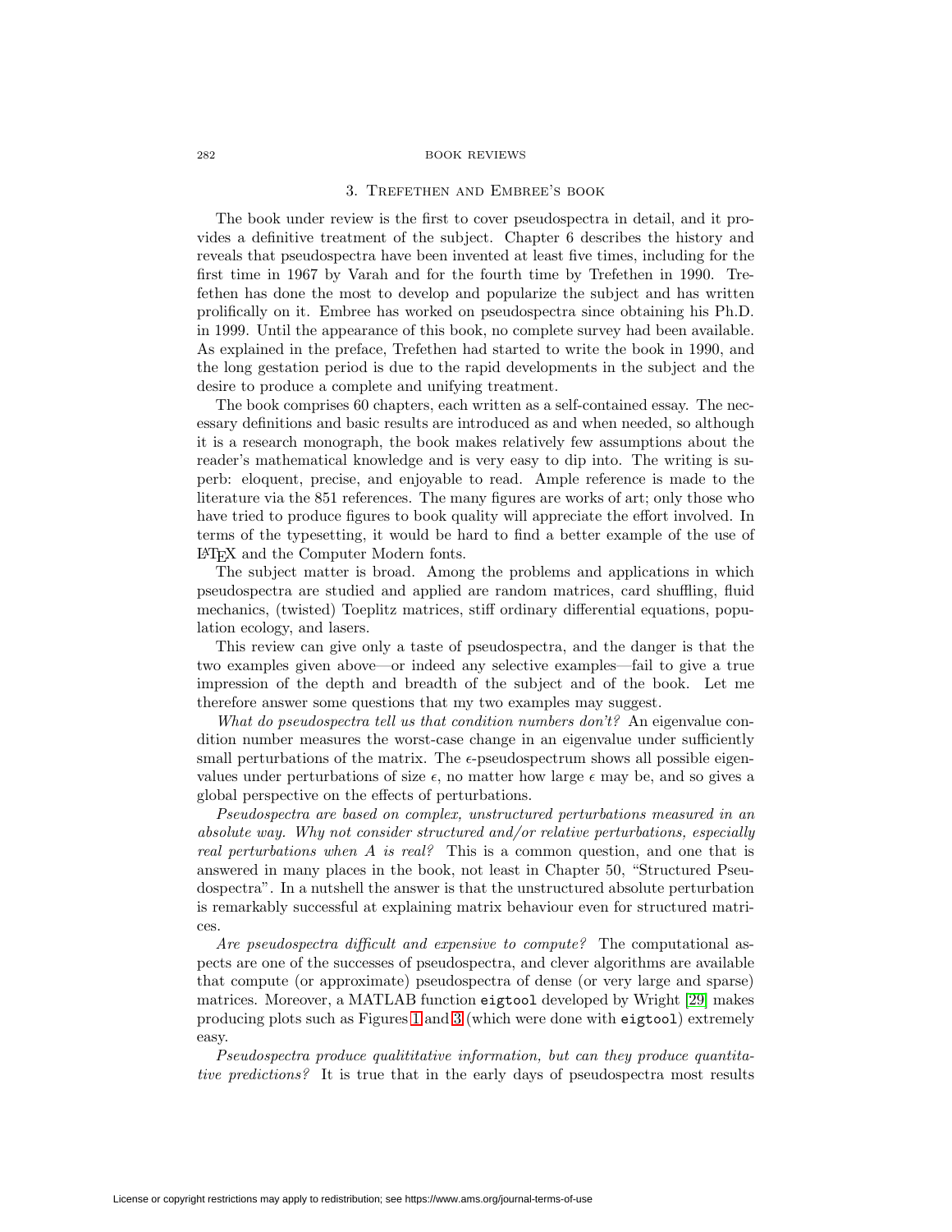## 3. Trefethen and Embree's book

The book under review is the first to cover pseudospectra in detail, and it provides a definitive treatment of the subject. Chapter 6 describes the history and reveals that pseudospectra have been invented at least five times, including for the first time in 1967 by Varah and for the fourth time by Trefethen in 1990. Trefethen has done the most to develop and popularize the subject and has written prolifically on it. Embree has worked on pseudospectra since obtaining his Ph.D. in 1999. Until the appearance of this book, no complete survey had been available. As explained in the preface, Trefethen had started to write the book in 1990, and the long gestation period is due to the rapid developments in the subject and the desire to produce a complete and unifying treatment.

The book comprises 60 chapters, each written as a self-contained essay. The necessary definitions and basic results are introduced as and when needed, so although it is a research monograph, the book makes relatively few assumptions about the reader's mathematical knowledge and is very easy to dip into. The writing is superb: eloquent, precise, and enjoyable to read. Ample reference is made to the literature via the 851 references. The many figures are works of art; only those who have tried to produce figures to book quality will appreciate the effort involved. In terms of the typesetting, it would be hard to find a better example of the use of LaTeX and the Computer Modern fonts.

The subject matter is broad. Among the problems and applications in which pseudospectra are studied and applied are random matrices, card shuffling, fluid mechanics, (twisted) Toeplitz matrices, stiff ordinary differential equations, population ecology, and lasers.

This review can give only a taste of pseudospectra, and the danger is that the two examples given above—or indeed any selective examples—fail to give a true impression of the depth and breadth of the subject and of the book. Let me therefore answer some questions that my two examples may suggest.

*What do pseudospectra tell us that condition numbers don't?* An eigenvalue condition number measures the worst-case change in an eigenvalue under sufficiently small perturbations of the matrix. The $\epsilon$-pseudospectrum shows all possible eigenvalues under perturbations of size $\epsilon$, no matter how large $\epsilon$ may be, and so gives a global perspective on the effects of perturbations.

*Pseudospectra are based on complex, unstructured perturbations measured in an absolute way. Why not consider structured and/or relative perturbations, especially real perturbations when $A$ is real?* This is a common question, and one that is answered in many places in the book, not least in Chapter 50, "Structured Pseudospectra". In a nutshell the answer is that the unstructured absolute perturbation is remarkably successful at explaining matrix behaviour even for structured matrices.

*Are pseudospectra difficult and expensive to compute?* The computational aspects are one of the successes of pseudospectra, and clever algorithms are available that compute (or approximate) pseudospectra of dense (or very large and sparse) matrices. Moreover, a MATLAB function `eigtool` developed by Wright [29] makes producing plots such as Figures 1 and 3 (which were done with `eigtool`) extremely easy.

*Pseudospectra produce qualititative information, but can they produce quantitative predictions?* It is true that in the early days of pseudospectra most results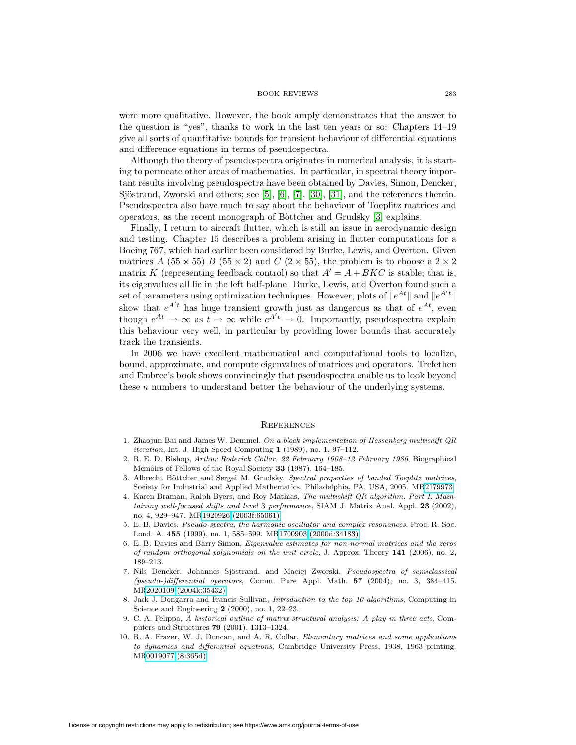were more qualitative. However, the book amply demonstrates that the answer to the question is "yes", thanks to work in the last ten years or so: Chapters 14–19 give all sorts of quantitative bounds for transient behaviour of differential equations and difference equations in terms of pseudospectra.

Although the theory of pseudospectra originates in numerical analysis, it is starting to permeate other areas of mathematics. In particular, in spectral theory important results involving pseudospectra have been obtained by Davies, Simon, Dencker, Sjöstrand, Zworski and others; see [5], [6], [7], [30], [31], and the references therein. Pseudospectra also have much to say about the behaviour of Toeplitz matrices and operators, as the recent monograph of Böttcher and Grudsky [3] explains.

Finally, I return to aircraft flutter, which is still an issue in aerodynamic design and testing. Chapter 15 describes a problem arising in flutter computations for a Boeing 767, which had earlier been considered by Burke, Lewis, and Overton. Given matrices $A$ ($55 \times 55$) $B$ ($55 \times 2$) and $C$ ($2 \times 55$), the problem is to choose a $2 \times 2$ matrix $K$ (representing feedback control) so that $A' = A + BKC$ is stable; that is, its eigenvalues all lie in the left half-plane. Burke, Lewis, and Overton found such a set of parameters using optimization techniques. However, plots of $\|e^{At}\|$ and $\|e^{A't}\|$ show that $e^{A't}$ has huge transient growth just as dangerous as that of $e^{At}$, even though $e^{At} \to \infty$ as $t \to \infty$ while $e^{A't} \to 0$. Importantly, pseudospectra explain this behaviour very well, in particular by providing lower bounds that accurately track the transients.

In 2006 we have excellent mathematical and computational tools to localize, bound, approximate, and compute eigenvalues of matrices and operators. Trefethen and Embree's book shows convincingly that pseudospectra enable us to look beyond these $n$ numbers to understand better the behaviour of the underlying systems.

## References

1. Zhaojun Bai and James W. Demmel, *On a block implementation of Hessenberg multishift QR iteration*, Int. J. High Speed Computing **1** (1989), no. 1, 97–112.
2. R. E. D. Bishop, *Arthur Roderick Collar. 22 February 1908–12 February 1986*, Biographical Memoirs of Fellows of the Royal Society **33** (1987), 164–185.
3. Albrecht Böttcher and Sergei M. Grudsky, *Spectral properties of banded Toeplitz matrices*, Society for Industrial and Applied Mathematics, Philadelphia, PA, USA, 2005. MR2179973
4. Karen Braman, Ralph Byers, and Roy Mathias, *The multishift QR algorithm. Part I: Maintaining well-focused shifts and level 3 performance*, SIAM J. Matrix Anal. Appl. **23** (2002), no. 4, 929–947. MR1920926 (2003f:65061)
5. E. B. Davies, *Pseudo-spectra, the harmonic oscillator and complex resonances*, Proc. R. Soc. Lond. A. **455** (1999), no. 1, 585–599. MR1700903 (2000d:34183)
6. E. B. Davies and Barry Simon, *Eigenvalue estimates for non-normal matrices and the zeros of random orthogonal polynomials on the unit circle*, J. Approx. Theory **141** (2006), no. 2, 189–213.
7. Nils Dencker, Johannes Sjöstrand, and Maciej Zworski, *Pseudospectra of semiclassical (pseudo-)differential operators*, Comm. Pure Appl. Math. **57** (2004), no. 3, 384–415. MR2020109 (2004k:35432)
8. Jack J. Dongarra and Francis Sullivan, *Introduction to the top 10 algorithms*, Computing in Science and Engineering **2** (2000), no. 1, 22–23.
9. C. A. Felippa, *A historical outline of matrix structural analysis: A play in three acts*, Computers and Structures **79** (2001), 1313–1324.
10. R. A. Frazer, W. J. Duncan, and A. R. Collar, *Elementary matrices and some applications to dynamics and differential equations*, Cambridge University Press, 1938, 1963 printing. MR0019077 (8:365d)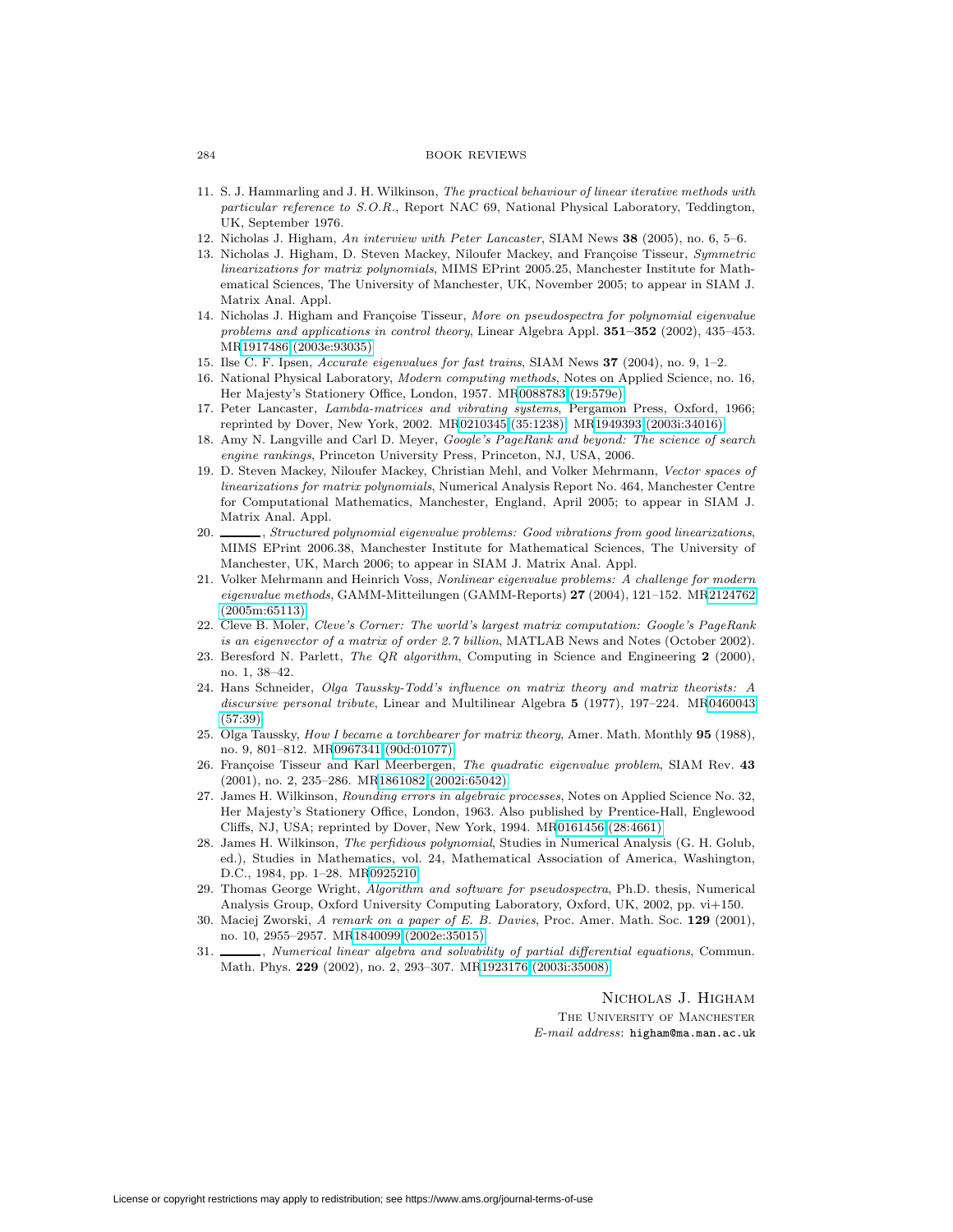11. S. J. Hammarling and J. H. Wilkinson, *The practical behaviour of linear iterative methods with particular reference to S.O.R.*, Report NAC 69, National Physical Laboratory, Teddington, UK, September 1976.
12. Nicholas J. Higham, *An interview with Peter Lancaster*, SIAM News **38** (2005), no. 6, 5–6.
13. Nicholas J. Higham, D. Steven Mackey, Niloufer Mackey, and Françoise Tisseur, *Symmetric linearizations for matrix polynomials*, MIMS EPrint 2005.25, Manchester Institute for Mathematical Sciences, The University of Manchester, UK, November 2005; to appear in SIAM J. Matrix Anal. Appl.
14. Nicholas J. Higham and Françoise Tisseur, *More on pseudospectra for polynomial eigenvalue problems and applications in control theory*, Linear Algebra Appl. **351–352** (2002), 435–453. MR1917486 (2003e:93035)
15. Ilse C. F. Ipsen, *Accurate eigenvalues for fast trains*, SIAM News **37** (2004), no. 9, 1–2.
16. National Physical Laboratory, *Modern computing methods*, Notes on Applied Science, no. 16, Her Majesty's Stationery Office, London, 1957. MR0088783 (19:579e)
17. Peter Lancaster, *Lambda-matrices and vibrating systems*, Pergamon Press, Oxford, 1966; reprinted by Dover, New York, 2002. MR0210345 (35:1238) MR1949393 (2003i:34016)
18. Amy N. Langville and Carl D. Meyer, *Google's PageRank and beyond: The science of search engine rankings*, Princeton University Press, Princeton, NJ, USA, 2006.
19. D. Steven Mackey, Niloufer Mackey, Christian Mehl, and Volker Mehrmann, *Vector spaces of linearizations for matrix polynomials*, Numerical Analysis Report No. 464, Manchester Centre for Computational Mathematics, Manchester, England, April 2005; to appear in SIAM J. Matrix Anal. Appl.
20. ______, *Structured polynomial eigenvalue problems: Good vibrations from good linearizations*, MIMS EPrint 2006.38, Manchester Institute for Mathematical Sciences, The University of Manchester, UK, March 2006; to appear in SIAM J. Matrix Anal. Appl.
21. Volker Mehrmann and Heinrich Voss, *Nonlinear eigenvalue problems: A challenge for modern eigenvalue methods*, GAMM-Mitteilungen (GAMM-Reports) **27** (2004), 121–152. MR2124762 (2005m:65113)
22. Cleve B. Moler, *Cleve's Corner: The world's largest matrix computation: Google's PageRank is an eigenvector of a matrix of order 2.7 billion*, MATLAB News and Notes (October 2002).
23. Beresford N. Parlett, *The QR algorithm*, Computing in Science and Engineering **2** (2000), no. 1, 38–42.
24. Hans Schneider, *Olga Taussky-Todd's influence on matrix theory and matrix theorists: A discursive personal tribute*, Linear and Multilinear Algebra **5** (1977), 197–224. MR0460043 (57:39)
25. Olga Taussky, *How I became a torchbearer for matrix theory*, Amer. Math. Monthly **95** (1988), no. 9, 801–812. MR0967341 (90d:01077)
26. Françoise Tisseur and Karl Meerbergen, *The quadratic eigenvalue problem*, SIAM Rev. **43** (2001), no. 2, 235–286. MR1861082 (2002i:65042)
27. James H. Wilkinson, *Rounding errors in algebraic processes*, Notes on Applied Science No. 32, Her Majesty's Stationery Office, London, 1963. Also published by Prentice-Hall, Englewood Cliffs, NJ, USA; reprinted by Dover, New York, 1994. MR0161456 (28:4661)
28. James H. Wilkinson, *The perfidious polynomial*, Studies in Numerical Analysis (G. H. Golub, ed.), Studies in Mathematics, vol. 24, Mathematical Association of America, Washington, D.C., 1984, pp. 1–28. MR0925210
29. Thomas George Wright, *Algorithm and software for pseudospectra*, Ph.D. thesis, Numerical Analysis Group, Oxford University Computing Laboratory, Oxford, UK, 2002, pp. vi+150.
30. Maciej Zworski, *A remark on a paper of E. B. Davies*, Proc. Amer. Math. Soc. **129** (2001), no. 10, 2955–2957. MR1840099 (2002e:35015)
31. ______, *Numerical linear algebra and solvability of partial differential equations*, Commun. Math. Phys. **229** (2002), no. 2, 293–307. MR1923176 (2003i:35008)

Nicholas J. Higham
The University of Manchester
*E-mail address*: higham@ma.man.ac.uk